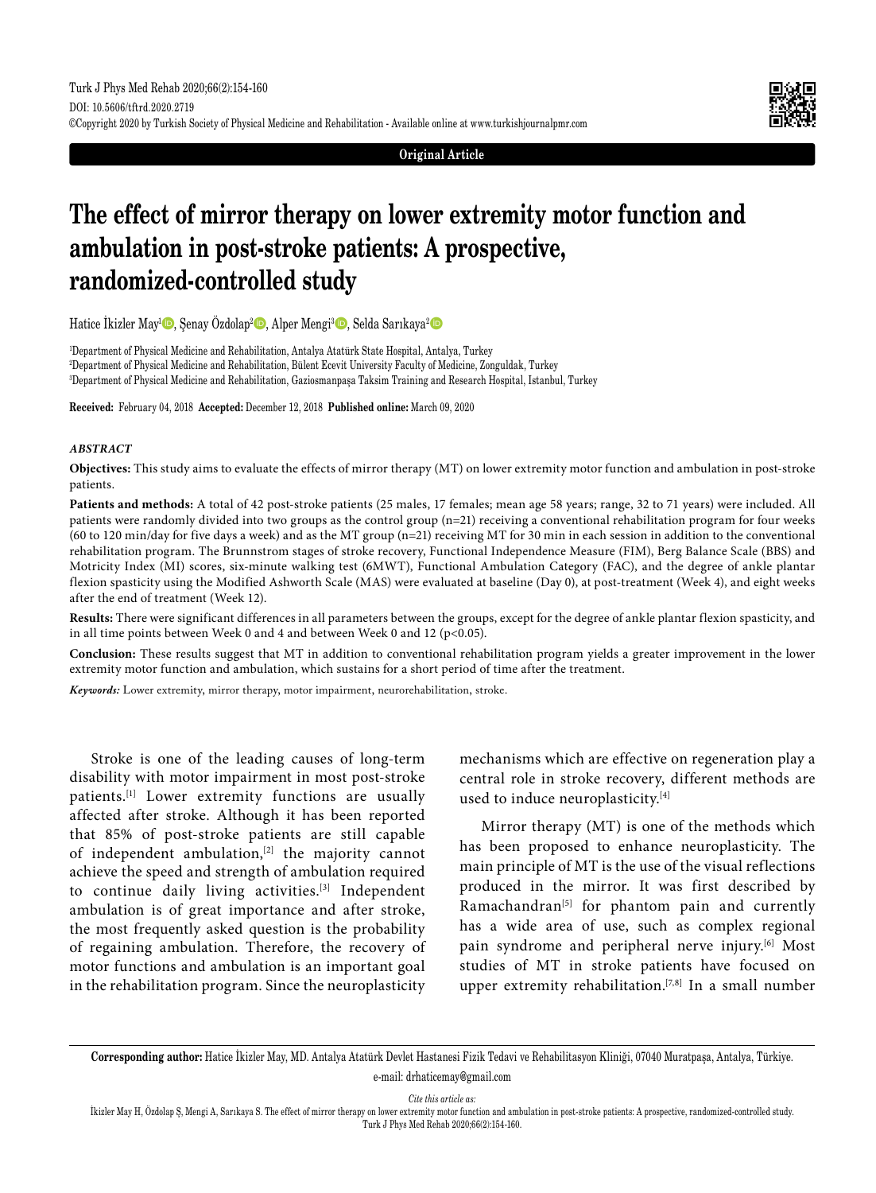Original Article

# The effect of mirror therapy on lower extremity motor function and ambulation in post-stroke patients: A prospective, randomized-controlled study

Hatice İkizler May[1], Şenay Özdolap[2], Alper Mengi[3], Selda Sarıkaya[2]

[1]Department of Physical Medicine and Rehabilitation, Antalya Atatürk State Hospital, Antalya, Turkey
[2]Department of Physical Medicine and Rehabilitation, Bülent Ecevit University Faculty of Medicine, Zonguldak, Turkey
[3]Department of Physical Medicine and Rehabilitation, Gaziosmanpaşa Taksim Training and Research Hospital, Istanbul, Turkey

**Received:** February 04, 2018 **Accepted:** December 12, 2018 **Published online:** March 09, 2020

## *ABSTRACT*

**Objectives:** This study aims to evaluate the effects of mirror therapy (MT) on lower extremity motor function and ambulation in post-stroke patients.

**Patients and methods:** A total of 42 post-stroke patients (25 males, 17 females; mean age 58 years; range, 32 to 71 years) were included. All patients were randomly divided into two groups as the control group (n=21) receiving a conventional rehabilitation program for four weeks (60 to 120 min/day for five days a week) and as the MT group (n=21) receiving MT for 30 min in each session in addition to the conventional rehabilitation program. The Brunnstrom stages of stroke recovery, Functional Independence Measure (FIM), Berg Balance Scale (BBS) and Motricity Index (MI) scores, six-minute walking test (6MWT), Functional Ambulation Category (FAC), and the degree of ankle plantar flexion spasticity using the Modified Ashworth Scale (MAS) were evaluated at baseline (Day 0), at post-treatment (Week 4), and eight weeks after the end of treatment (Week 12).

**Results:** There were significant differences in all parameters between the groups, except for the degree of ankle plantar flexion spasticity, and in all time points between Week 0 and 4 and between Week 0 and 12 ($p<0.05$).

**Conclusion:** These results suggest that MT in addition to conventional rehabilitation program yields a greater improvement in the lower extremity motor function and ambulation, which sustains for a short period of time after the treatment.

***Keywords:*** Lower extremity, mirror therapy, motor impairment, neurorehabilitation, stroke.

Stroke is one of the leading causes of long-term disability with motor impairment in most post-stroke patients.[1] Lower extremity functions are usually affected after stroke. Although it has been reported that 85% of post-stroke patients are still capable of independent ambulation,[2] the majority cannot achieve the speed and strength of ambulation required to continue daily living activities.[3] Independent ambulation is of great importance and after stroke, the most frequently asked question is the probability of regaining ambulation. Therefore, the recovery of motor functions and ambulation is an important goal in the rehabilitation program. Since the neuroplasticity mechanisms which are effective on regeneration play a central role in stroke recovery, different methods are used to induce neuroplasticity.[4]

Mirror therapy (MT) is one of the methods which has been proposed to enhance neuroplasticity. The main principle of MT is the use of the visual reflections produced in the mirror. It was first described by Ramachandran[5] for phantom pain and currently has a wide area of use, such as complex regional pain syndrome and peripheral nerve injury.[6] Most studies of MT in stroke patients have focused on upper extremity rehabilitation.[7,8] In a small number

**Corresponding author:** Hatice İkizler May, MD. Antalya Atatürk Devlet Hastanesi Fizik Tedavi ve Rehabilitasyon Kliniği, 07040 Muratpaşa, Antalya, Türkiye.
e-mail: drhaticemay@gmail.com

*Cite this article as:*
İkizler May H, Özdolap Ş, Mengi A, Sarıkaya S. The effect of mirror therapy on lower extremity motor function and ambulation in post-stroke patients: A prospective, randomized-controlled study. Turk J Phys Med Rehab 2020;66(2):154-160.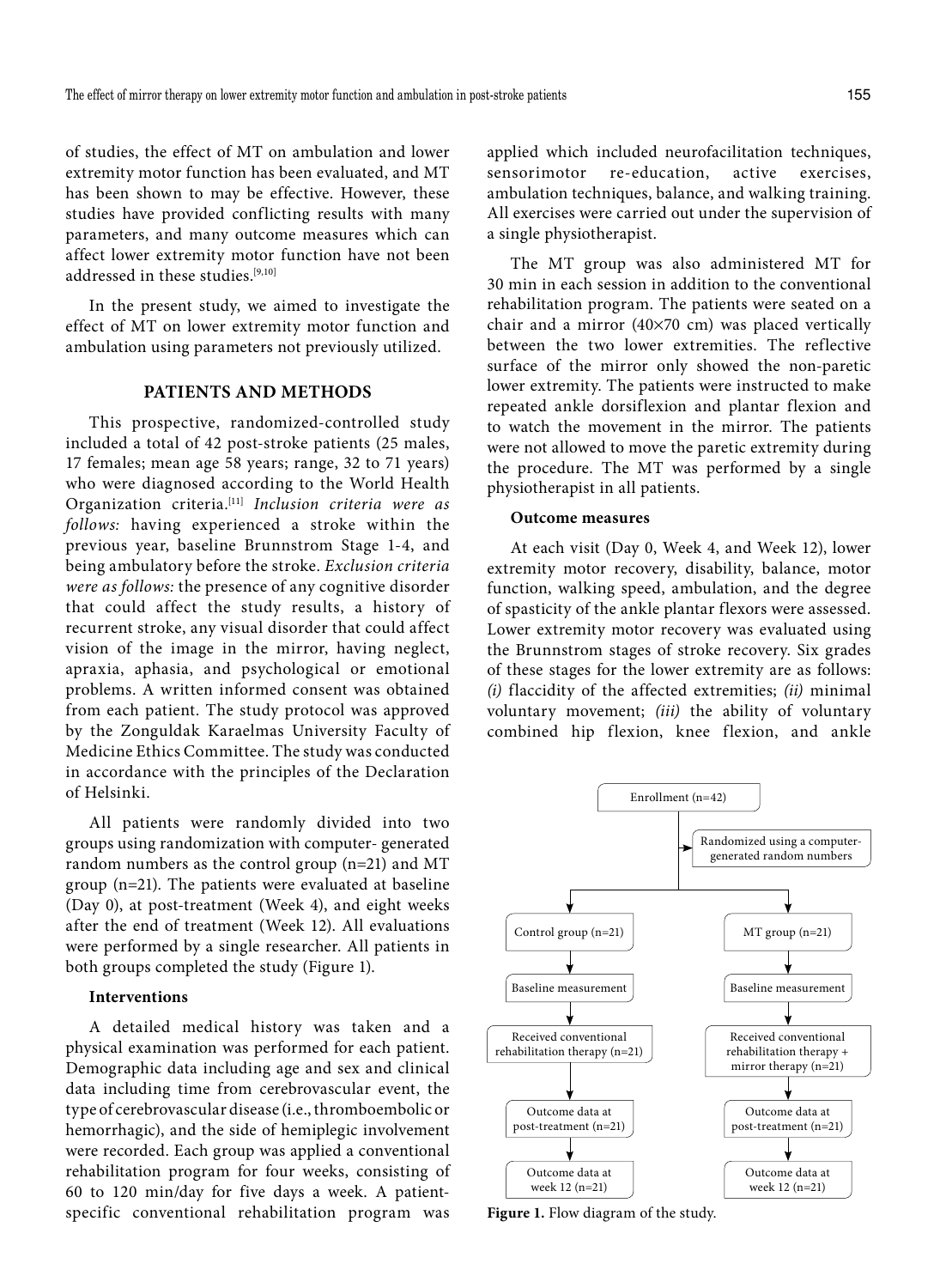of studies, the effect of MT on ambulation and lower extremity motor function has been evaluated, and MT has been shown to may be effective. However, these studies have provided conflicting results with many parameters, and many outcome measures which can affect lower extremity motor function have not been addressed in these studies.[9,10]

In the present study, we aimed to investigate the effect of MT on lower extremity motor function and ambulation using parameters not previously utilized.

## PATIENTS AND METHODS

This prospective, randomized-controlled study included a total of 42 post-stroke patients (25 males, 17 females; mean age 58 years; range, 32 to 71 years) who were diagnosed according to the World Health Organization criteria.[11] *Inclusion criteria were as follows:* having experienced a stroke within the previous year, baseline Brunnstrom Stage 1-4, and being ambulatory before the stroke. *Exclusion criteria were as follows:* the presence of any cognitive disorder that could affect the study results, a history of recurrent stroke, any visual disorder that could affect vision of the image in the mirror, having neglect, apraxia, aphasia, and psychological or emotional problems. A written informed consent was obtained from each patient. The study protocol was approved by the Zonguldak Karaelmas University Faculty of Medicine Ethics Committee. The study was conducted in accordance with the principles of the Declaration of Helsinki.

All patients were randomly divided into two groups using randomization with computer- generated random numbers as the control group (n=21) and MT group (n=21). The patients were evaluated at baseline (Day 0), at post-treatment (Week 4), and eight weeks after the end of treatment (Week 12). All evaluations were performed by a single researcher. All patients in both groups completed the study (Figure 1).

### Interventions

A detailed medical history was taken and a physical examination was performed for each patient. Demographic data including age and sex and clinical data including time from cerebrovascular event, the type of cerebrovascular disease (i.e., thromboembolic or hemorrhagic), and the side of hemiplegic involvement were recorded. Each group was applied a conventional rehabilitation program for four weeks, consisting of 60 to 120 min/day for five days a week. A patient-specific conventional rehabilitation program was applied which included neurofacilitation techniques, sensorimotor re-education, active exercises, ambulation techniques, balance, and walking training. All exercises were carried out under the supervision of a single physiotherapist.

The MT group was also administered MT for 30 min in each session in addition to the conventional rehabilitation program. The patients were seated on a chair and a mirror (40×70 cm) was placed vertically between the two lower extremities. The reflective surface of the mirror only showed the non-paretic lower extremity. The patients were instructed to make repeated ankle dorsiflexion and plantar flexion and to watch the movement in the mirror. The patients were not allowed to move the paretic extremity during the procedure. The MT was performed by a single physiotherapist in all patients.

### Outcome measures

At each visit (Day 0, Week 4, and Week 12), lower extremity motor recovery, disability, balance, motor function, walking speed, ambulation, and the degree of spasticity of the ankle plantar flexors were assessed. Lower extremity motor recovery was evaluated using the Brunnstrom stages of stroke recovery. Six grades of these stages for the lower extremity are as follows: *(i)* flaccidity of the affected extremities; *(ii)* minimal voluntary movement; *(iii)* the ability of voluntary combined hip flexion, knee flexion, and ankle

**Figure 1.** Flow diagram of the study.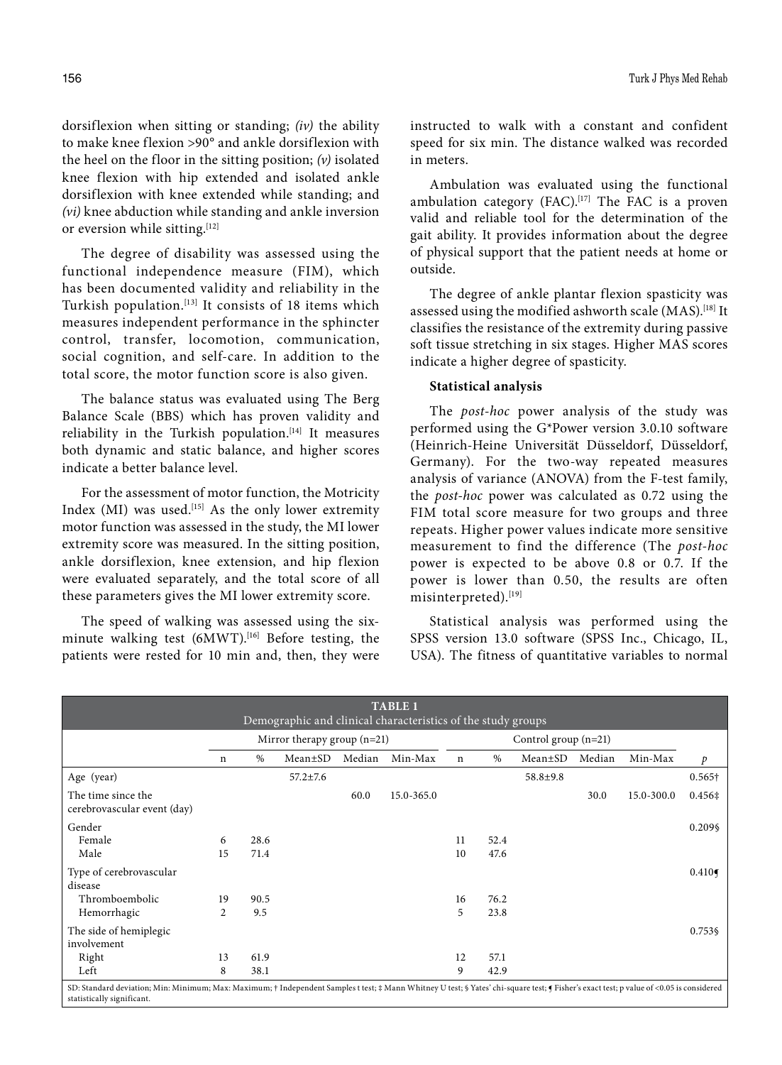dorsiflexion when sitting or standing; *(iv)* the ability to make knee flexion >90° and ankle dorsiflexion with the heel on the floor in the sitting position; *(v)* isolated knee flexion with hip extended and isolated ankle dorsiflexion with knee extended while standing; and *(vi)* knee abduction while standing and ankle inversion or eversion while sitting.[12]

The degree of disability was assessed using the functional independence measure (FIM), which has been documented validity and reliability in the Turkish population.[13] It consists of 18 items which measures independent performance in the sphincter control, transfer, locomotion, communication, social cognition, and self-care. In addition to the total score, the motor function score is also given.

The balance status was evaluated using The Berg Balance Scale (BBS) which has proven validity and reliability in the Turkish population.[14] It measures both dynamic and static balance, and higher scores indicate a better balance level.

For the assessment of motor function, the Motricity Index (MI) was used.[15] As the only lower extremity motor function was assessed in the study, the MI lower extremity score was measured. In the sitting position, ankle dorsiflexion, knee extension, and hip flexion were evaluated separately, and the total score of all these parameters gives the MI lower extremity score.

The speed of walking was assessed using the six-minute walking test (6MWT).[16] Before testing, the patients were rested for 10 min and, then, they were instructed to walk with a constant and confident speed for six min. The distance walked was recorded in meters.

Ambulation was evaluated using the functional ambulation category (FAC).[17] The FAC is a proven valid and reliable tool for the determination of the gait ability. It provides information about the degree of physical support that the patient needs at home or outside.

The degree of ankle plantar flexion spasticity was assessed using the modified ashworth scale (MAS).[18] It classifies the resistance of the extremity during passive soft tissue stretching in six stages. Higher MAS scores indicate a higher degree of spasticity.

**Statistical analysis**

The *post-hoc* power analysis of the study was performed using the G*Power version 3.0.10 software (Heinrich-Heine Universität Düsseldorf, Düsseldorf, Germany). For the two-way repeated measures analysis of variance (ANOVA) from the F-test family, the *post-hoc* power was calculated as 0.72 using the FIM total score measure for two groups and three repeats. Higher power values indicate more sensitive measurement to find the difference (The *post-hoc* power is expected to be above 0.8 or 0.7. If the power is lower than 0.50, the results are often misinterpreted).[19]

Statistical analysis was performed using the SPSS version 13.0 software (SPSS Inc., Chicago, IL, USA). The fitness of quantitative variables to normal

**TABLE 1**
Demographic and clinical characteristics of the study groups

| | Mirror therapy group (n=21) | | | | | Control group (n=21) | | | | | |
|---|---|---|---|---|---|---|---|---|---|---|---|
| | n | % | Mean±SD | Median | Min-Max | n | % | Mean±SD | Median | Min-Max | *p* |
| Age (year) | | | 57.2±7.6 | | | | | 58.8±9.8 | | | 0.565† |
| The time since the cerebrovascular event (day) | | | | 60.0 | 15.0-365.0 | | | | 30.0 | 15.0-300.0 | 0.456‡ |
| Gender | | | | | | | | | | | 0.209§ |
| Female | 6 | 28.6 | | | | 11 | 52.4 | | | | |
| Male | 15 | 71.4 | | | | 10 | 47.6 | | | | |
| Type of cerebrovascular disease | | | | | | | | | | | 0.410¶ |
| Thromboembolic | 19 | 90.5 | | | | 16 | 76.2 | | | | |
| Hemorrhagic | 2 | 9.5 | | | | 5 | 23.8 | | | | |
| The side of hemiplegic involvement | | | | | | | | | | | 0.753§ |
| Right | 13 | 61.9 | | | | 12 | 57.1 | | | | |
| Left | 8 | 38.1 | | | | 9 | 42.9 | | | | |

SD: Standard deviation; Min: Minimum; Max: Maximum; † Independent Samples t test; ‡ Mann Whitney U test; § Yates' chi-square test; ¶ Fisher's exact test; p value of <0.05 is considered statistically significant.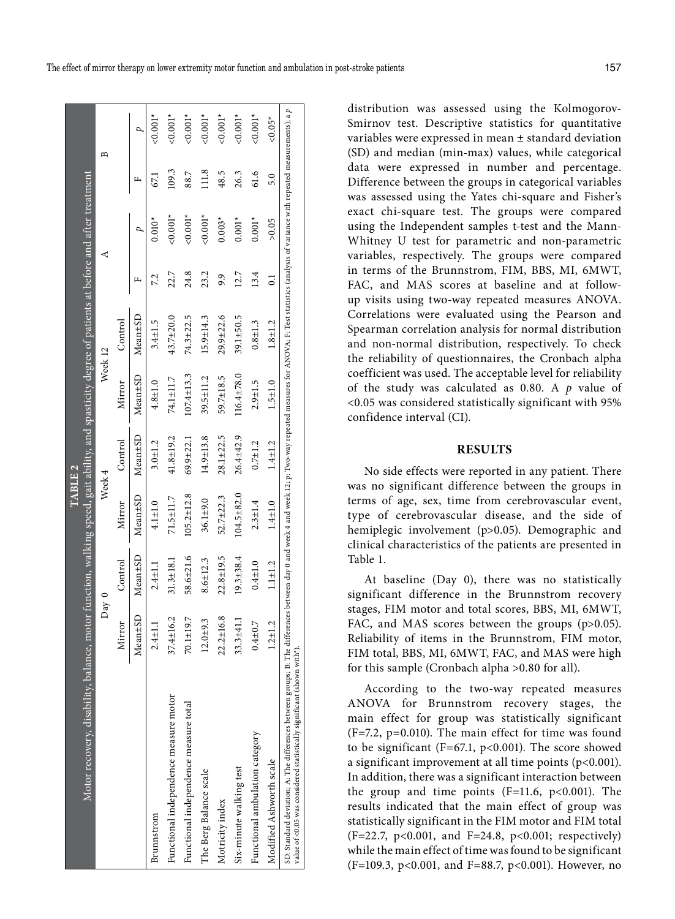**TABLE 2**
Motor recovery, disability, balance, motor function, walking speed, gait ability, and spasticity degree of patients at before and after treatment

| | Day 0 | | Week 4 | | Week 12 | | A | | B | |
|---|---|---|---|---|---|---|---|---|---|---|
| | Mirror | Control | Mirror | Control | Mirror | Control | | | | |
| | Mean±SD | Mean±SD | Mean±SD | Mean±SD | Mean±SD | Mean±SD | F | *p* | F | *p* |
| Brunnstrom | 2.4±1.1 | 2.4±1.1 | 4.1±1.0 | 3.0±1.2 | 4.8±1.0 | 3.4±1.5 | 7.2 | 0.010* | 67.1 | <0.001* |
| Functional independence measure motor | 37.4±16.2 | 31.3±18.1 | 71.5±11.7 | 41.8±19.2 | 74.1±11.7 | 43.7±20.0 | 22.7 | <0.001* | 109.3 | <0.001* |
| Functional independence measure total | 70.1±19.7 | 58.6±21.6 | 105.2±12.8 | 69.9±22.1 | 107.4±13.3 | 74.3±22.5 | 24.8 | <0.001* | 88.7 | <0.001* |
| The Berg Balance scale | 12.0±9.3 | 8.6±12.3 | 36.1±9.0 | 14.9±13.8 | 39.5±11.2 | 15.9±14.3 | 23.2 | <0.001* | 111.8 | <0.001* |
| Motricity index | 22.2±16.8 | 22.8±19.5 | 52.7±22.3 | 28.1±22.5 | 59.7±18.5 | 29.9±22.6 | 9.9 | 0.003* | 48.5 | <0.001* |
| Six-minute walking test | 33.3±41.1 | 19.3±38.4 | 104.5±82.0 | 26.4±42.9 | 116.4±78.0 | 39.1±50.5 | 12.7 | 0.001* | 26.3 | <0.001* |
| Functional ambulation category | 0.4±0.7 | 0.4±1.0 | 2.3±1.4 | 0.7±1.2 | 2.9±1.5 | 0.8±1.3 | 13.4 | 0.001* | 61.6 | <0.001* |
| Modified Ashworth scale | 1.2±1.2 | 1.1±1.2 | 1.4±1.0 | 1.4±1.2 | 1.5±1.0 | 1.8±1.2 | 0.1 | >0.05 | 5.0 | <0.05* |

SD: Standard deviation; A: The differences between groups; B: The differences between day 0 and week 4 and week 12; p: Two-way repeated measures for ANOVA; F: Test statistics (analysis of variance with repeated measurements); a *p* value of <0.05 was considered statistically significant (shown with*).

distribution was assessed using the Kolmogorov-Smirnov test. Descriptive statistics for quantitative variables were expressed in mean ± standard deviation (SD) and median (min-max) values, while categorical data were expressed in number and percentage. Difference between the groups in categorical variables was assessed using the Yates chi-square and Fisher's exact chi-square test. The groups were compared using the Independent samples t-test and the Mann-Whitney U test for parametric and non-parametric variables, respectively. The groups were compared in terms of the Brunnstrom, FIM, BBS, MI, 6MWT, FAC, and MAS scores at baseline and at follow-up visits using two-way repeated measures ANOVA. Correlations were evaluated using the Pearson and Spearman correlation analysis for normal distribution and non-normal distribution, respectively. To check the reliability of questionnaires, the Cronbach alpha coefficient was used. The acceptable level for reliability of the study was calculated as 0.80. A $p$ value of <0.05 was considered statistically significant with 95% confidence interval (CI).

## RESULTS

No side effects were reported in any patient. There was no significant difference between the groups in terms of age, sex, time from cerebrovascular event, type of cerebrovascular disease, and the side of hemiplegic involvement (p>0.05). Demographic and clinical characteristics of the patients are presented in Table 1.

At baseline (Day 0), there was no statistically significant difference in the Brunnstrom recovery stages, FIM motor and total scores, BBS, MI, 6MWT, FAC, and MAS scores between the groups (p>0.05). Reliability of items in the Brunnstrom, FIM motor, FIM total, BBS, MI, 6MWT, FAC, and MAS were high for this sample (Cronbach alpha >0.80 for all).

According to the two-way repeated measures ANOVA for Brunnstrom recovery stages, the main effect for group was statistically significant (F=7.2, p=0.010). The main effect for time was found to be significant (F=67.1, p<0.001). The score showed a significant improvement at all time points (p<0.001). In addition, there was a significant interaction between the group and time points (F=11.6, p<0.001). The results indicated that the main effect of group was statistically significant in the FIM motor and FIM total (F=22.7, p<0.001, and F=24.8, p<0.001; respectively) while the main effect of time was found to be significant (F=109.3, p<0.001, and F=88.7, p<0.001). However, no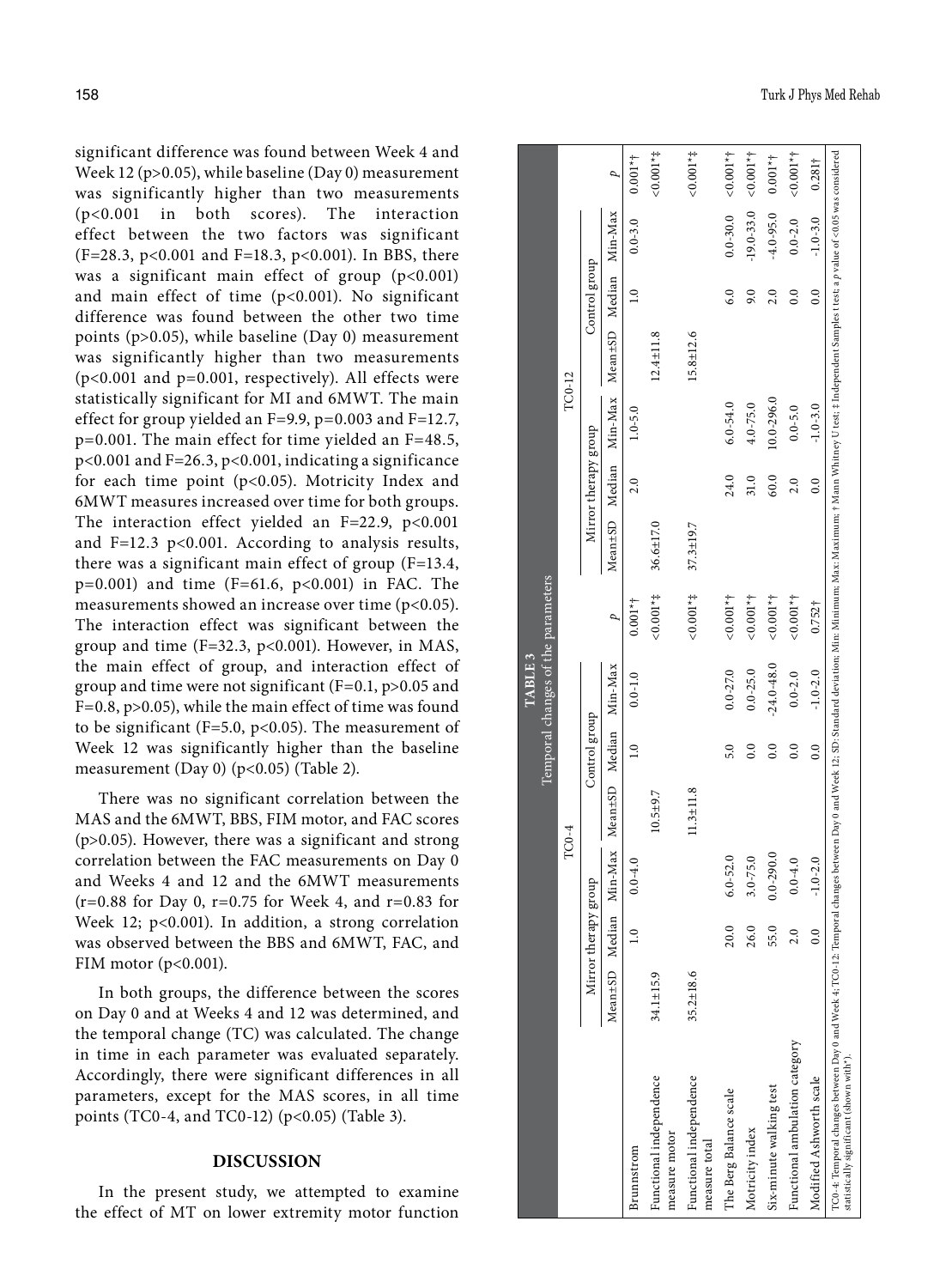significant difference was found between Week 4 and Week 12 ($p>0.05$), while baseline (Day 0) measurement was significantly higher than two measurements ($p<0.001$ in both scores). The interaction effect between the two factors was significant ($F=28.3$, $p<0.001$ and $F=18.3$, $p<0.001$). In BBS, there was a significant main effect of group ($p<0.001$) and main effect of time ($p<0.001$). No significant difference was found between the other two time points ($p>0.05$), while baseline (Day 0) measurement was significantly higher than two measurements ($p<0.001$ and $p=0.001$, respectively). All effects were statistically significant for MI and 6MWT. The main effect for group yielded an $F=9.9$, $p=0.003$ and $F=12.7$, $p=0.001$. The main effect for time yielded an $F=48.5$, $p<0.001$ and $F=26.3$, $p<0.001$, indicating a significance for each time point ($p<0.05$). Motricity Index and 6MWT measures increased over time for both groups. The interaction effect yielded an $F=22.9$, $p<0.001$ and $F=12.3$ $p<0.001$. According to analysis results, there was a significant main effect of group ($F=13.4$, $p=0.001$) and time ($F=61.6$, $p<0.001$) in FAC. The measurements showed an increase over time ($p<0.05$). The interaction effect was significant between the group and time ($F=32.3$, $p<0.001$). However, in MAS, the main effect of group, and interaction effect of group and time were not significant ($F=0.1$, $p>0.05$ and $F=0.8$, $p>0.05$), while the main effect of time was found to be significant ($F=5.0$, $p<0.05$). The measurement of Week 12 was significantly higher than the baseline measurement (Day 0) ($p<0.05$) (Table 2).

There was no significant correlation between the MAS and the 6MWT, BBS, FIM motor, and FAC scores ($p>0.05$). However, there was a significant and strong correlation between the FAC measurements on Day 0 and Weeks 4 and 12 and the 6MWT measurements ($r=0.88$ for Day 0, $r=0.75$ for Week 4, and $r=0.83$ for Week 12; $p<0.001$). In addition, a strong correlation was observed between the BBS and 6MWT, FAC, and FIM motor ($p<0.001$).

In both groups, the difference between the scores on Day 0 and at Weeks 4 and 12 was determined, and the temporal change (TC) was calculated. The change in time in each parameter was evaluated separately. Accordingly, there were significant differences in all parameters, except for the MAS scores, in all time points (TC0-4, and TC0-12) ($p<0.05$) (Table 3).

**TABLE 3**
Temporal changes of the parameters

| | TC0-4 | | | | | | | TC0-12 | | | | | | |
|---|---|---|---|---|---|---|---|---|---|---|---|---|---|---|
| | Mirror therapy group | | | Control group | | | | Mirror therapy group | | | Control group | | | |
| | Mean±SD | Median | Min-Max | Mean±SD | Median | Min-Max | *p* | Mean±SD | Median | Min-Max | Mean±SD | Median | Min-Max | *p* |
| Brunnstrom | | 1.0 | 0.0-4.0 | | 1.0 | 0.0-1.0 | 0.001*† | | 2.0 | 1.0-5.0 | | 1.0 | 0.0-3.0 | 0.001*† |
| Functional independence measure motor | 34.1±15.9 | | | 10.5±9.7 | | | <0.001*‡ | 36.6±17.0 | | | 12.4±11.8 | | | <0.001*‡ |
| Functional independence measure total | 35.2±18.6 | | | 11.3±11.8 | | | <0.001*‡ | 37.3±19.7 | | | 15.8±12.6 | | | <0.001*‡ |
| The Berg Balance scale | | 20.0 | 6.0-52.0 | | 5.0 | 0.0-27.0 | <0.001*† | | 24.0 | 6.0-54.0 | | 6.0 | 0.0-30.0 | <0.001*† |
| Motricity index | | 26.0 | 3.0-75.0 | | 0.0 | 0.0-25.0 | <0.001*† | | 31.0 | 4.0-75.0 | | 9.0 | -19.0-33.0 | <0.001*† |
| Six-minute walking test | | 55.0 | 0.0-290.0 | | 0.0 | -24.0-48.0 | <0.001*† | | 60.0 | 10.0-296.0 | | 2.0 | -4.0-95.0 | 0.001*† |
| Functional ambulation category | | 2.0 | 0.0-4.0 | | 0.0 | 0.0-2.0 | <0.001*† | | 2.0 | 0.0-5.0 | | 0.0 | 0.0-2.0 | <0.001*† |
| Modified Ashworth scale | | 0.0 | -1.0-2.0 | | 0.0 | -1.0-2.0 | 0.752† | | 0.0 | -1.0-3.0 | | 0.0 | -1.0-3.0 | 0.281† |

TC0-4: Temporal changes between Day 0 and Week 4; TC0-12: Temporal changes between Day 0 and Week 12; SD: Standard deviation; Min: Minimum; Max: Maximum; † Mann Whitney U test; ‡ Independent Samples t test; a *p* value of <0.05 was considered statistically significant (shown with*).

## DISCUSSION

In the present study, we attempted to examine the effect of MT on lower extremity motor function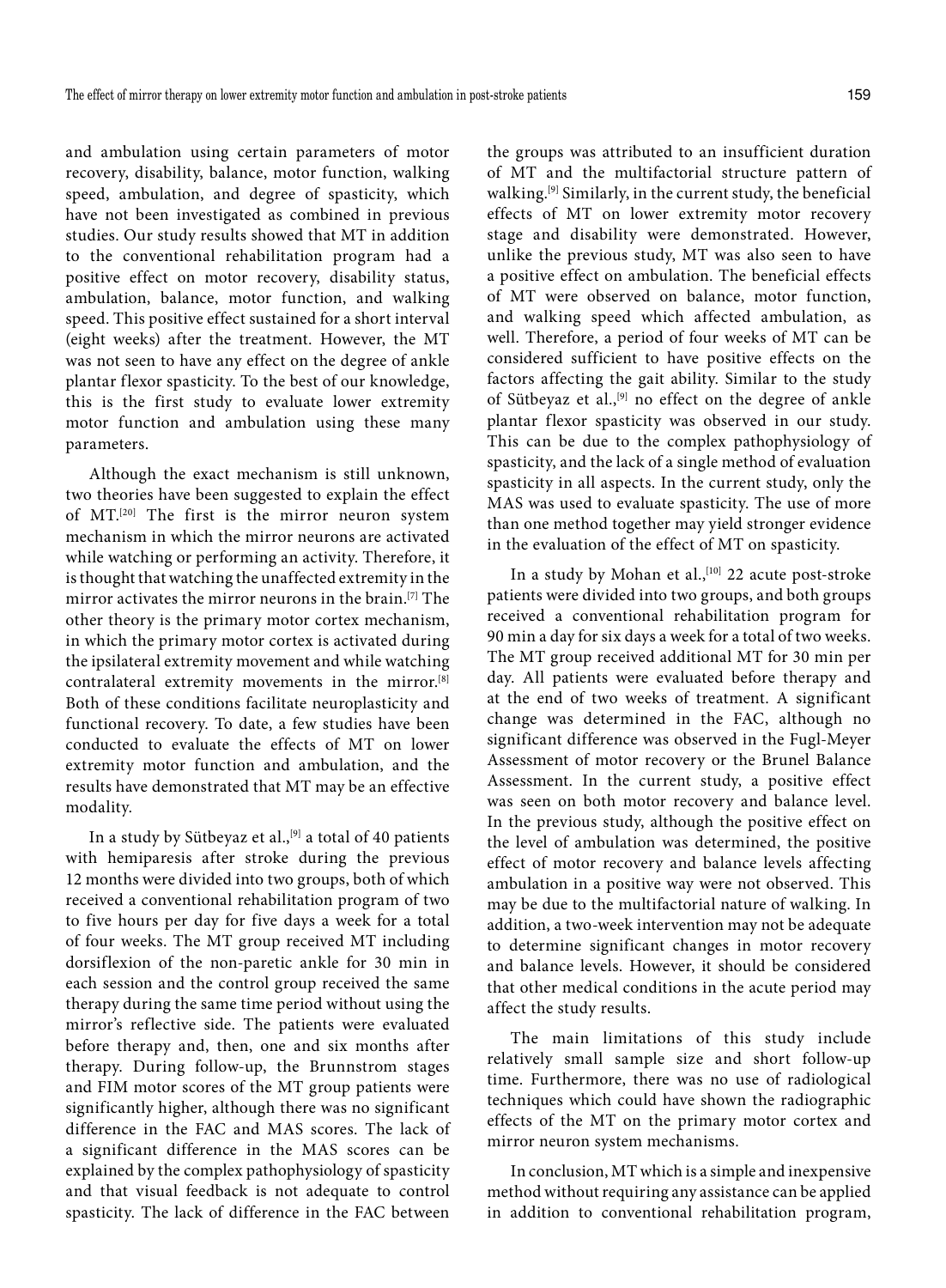and ambulation using certain parameters of motor recovery, disability, balance, motor function, walking speed, ambulation, and degree of spasticity, which have not been investigated as combined in previous studies. Our study results showed that MT in addition to the conventional rehabilitation program had a positive effect on motor recovery, disability status, ambulation, balance, motor function, and walking speed. This positive effect sustained for a short interval (eight weeks) after the treatment. However, the MT was not seen to have any effect on the degree of ankle plantar flexor spasticity. To the best of our knowledge, this is the first study to evaluate lower extremity motor function and ambulation using these many parameters.

Although the exact mechanism is still unknown, two theories have been suggested to explain the effect of MT.[20] The first is the mirror neuron system mechanism in which the mirror neurons are activated while watching or performing an activity. Therefore, it is thought that watching the unaffected extremity in the mirror activates the mirror neurons in the brain.[7] The other theory is the primary motor cortex mechanism, in which the primary motor cortex is activated during the ipsilateral extremity movement and while watching contralateral extremity movements in the mirror.[8] Both of these conditions facilitate neuroplasticity and functional recovery. To date, a few studies have been conducted to evaluate the effects of MT on lower extremity motor function and ambulation, and the results have demonstrated that MT may be an effective modality.

In a study by Sütbeyaz et al.,[9] a total of 40 patients with hemiparesis after stroke during the previous 12 months were divided into two groups, both of which received a conventional rehabilitation program of two to five hours per day for five days a week for a total of four weeks. The MT group received MT including dorsiflexion of the non-paretic ankle for 30 min in each session and the control group received the same therapy during the same time period without using the mirror's reflective side. The patients were evaluated before therapy and, then, one and six months after therapy. During follow-up, the Brunnstrom stages and FIM motor scores of the MT group patients were significantly higher, although there was no significant difference in the FAC and MAS scores. The lack of a significant difference in the MAS scores can be explained by the complex pathophysiology of spasticity and that visual feedback is not adequate to control spasticity. The lack of difference in the FAC between the groups was attributed to an insufficient duration of MT and the multifactorial structure pattern of walking.[9] Similarly, in the current study, the beneficial effects of MT on lower extremity motor recovery stage and disability were demonstrated. However, unlike the previous study, MT was also seen to have a positive effect on ambulation. The beneficial effects of MT were observed on balance, motor function, and walking speed which affected ambulation, as well. Therefore, a period of four weeks of MT can be considered sufficient to have positive effects on the factors affecting the gait ability. Similar to the study of Sütbeyaz et al.,[9] no effect on the degree of ankle plantar flexor spasticity was observed in our study. This can be due to the complex pathophysiology of spasticity, and the lack of a single method of evaluation spasticity in all aspects. In the current study, only the MAS was used to evaluate spasticity. The use of more than one method together may yield stronger evidence in the evaluation of the effect of MT on spasticity.

In a study by Mohan et al.,[10] 22 acute post-stroke patients were divided into two groups, and both groups received a conventional rehabilitation program for 90 min a day for six days a week for a total of two weeks. The MT group received additional MT for 30 min per day. All patients were evaluated before therapy and at the end of two weeks of treatment. A significant change was determined in the FAC, although no significant difference was observed in the Fugl-Meyer Assessment of motor recovery or the Brunel Balance Assessment. In the current study, a positive effect was seen on both motor recovery and balance level. In the previous study, although the positive effect on the level of ambulation was determined, the positive effect of motor recovery and balance levels affecting ambulation in a positive way were not observed. This may be due to the multifactorial nature of walking. In addition, a two-week intervention may not be adequate to determine significant changes in motor recovery and balance levels. However, it should be considered that other medical conditions in the acute period may affect the study results.

The main limitations of this study include relatively small sample size and short follow-up time. Furthermore, there was no use of radiological techniques which could have shown the radiographic effects of the MT on the primary motor cortex and mirror neuron system mechanisms.

In conclusion, MT which is a simple and inexpensive method without requiring any assistance can be applied in addition to conventional rehabilitation program,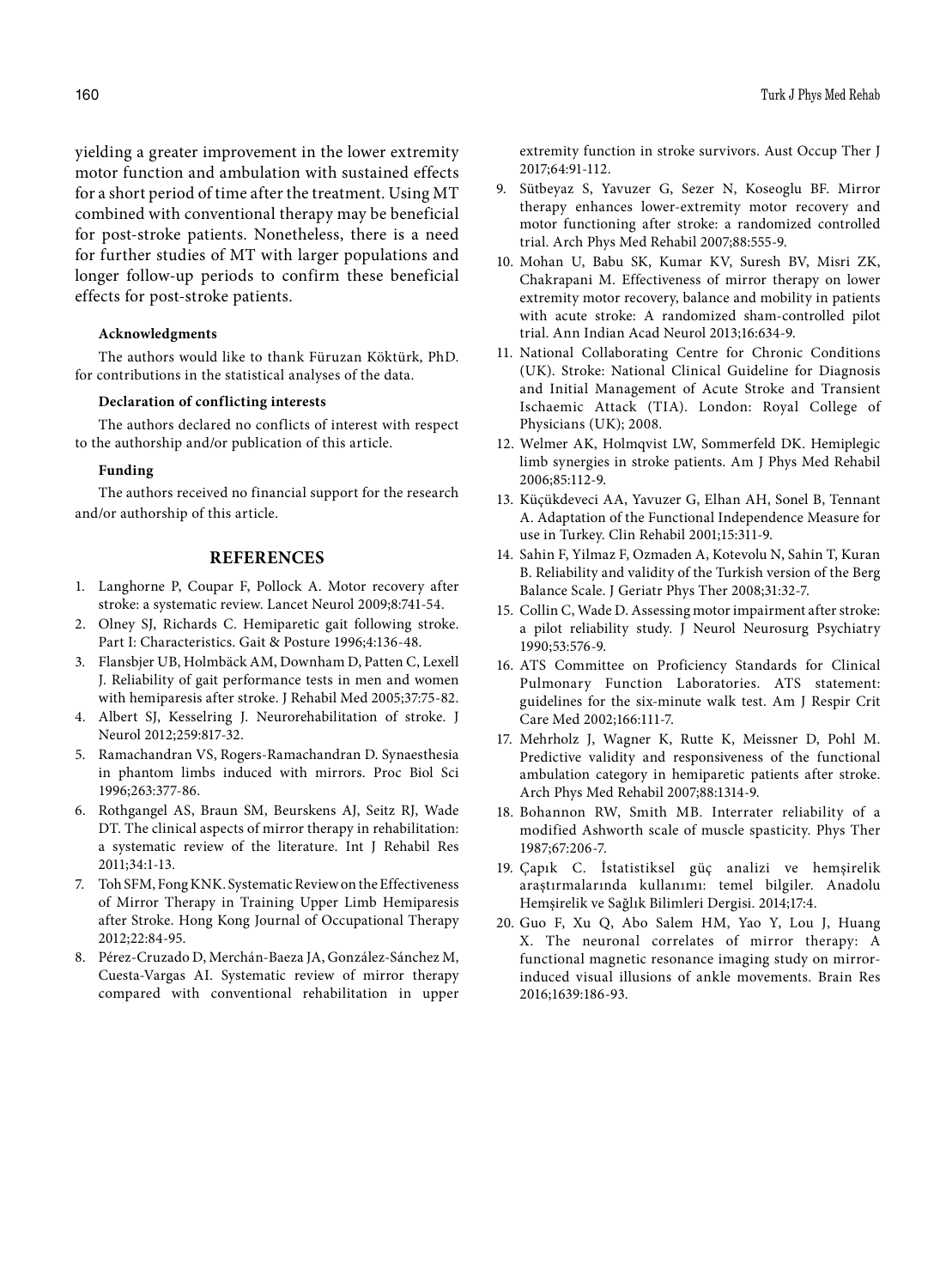yielding a greater improvement in the lower extremity motor function and ambulation with sustained effects for a short period of time after the treatment. Using MT combined with conventional therapy may be beneficial for post-stroke patients. Nonetheless, there is a need for further studies of MT with larger populations and longer follow-up periods to confirm these beneficial effects for post-stroke patients.

#### Acknowledgments

The authors would like to thank Füruzan Köktürk, PhD. for contributions in the statistical analyses of the data.

#### Declaration of conflicting interests

The authors declared no conflicts of interest with respect to the authorship and/or publication of this article.

#### Funding

The authors received no financial support for the research and/or authorship of this article.

## REFERENCES

1. Langhorne P, Coupar F, Pollock A. Motor recovery after stroke: a systematic review. Lancet Neurol 2009;8:741-54.
2. Olney SJ, Richards C. Hemiparetic gait following stroke. Part I: Characteristics. Gait & Posture 1996;4:136-48.
3. Flansbjer UB, Holmbäck AM, Downham D, Patten C, Lexell J. Reliability of gait performance tests in men and women with hemiparesis after stroke. J Rehabil Med 2005;37:75-82.
4. Albert SJ, Kesselring J. Neurorehabilitation of stroke. J Neurol 2012;259:817-32.
5. Ramachandran VS, Rogers-Ramachandran D. Synaesthesia in phantom limbs induced with mirrors. Proc Biol Sci 1996;263:377-86.
6. Rothgangel AS, Braun SM, Beurskens AJ, Seitz RJ, Wade DT. The clinical aspects of mirror therapy in rehabilitation: a systematic review of the literature. Int J Rehabil Res 2011;34:1-13.
7. Toh SFM, Fong KNK. Systematic Review on the Effectiveness of Mirror Therapy in Training Upper Limb Hemiparesis after Stroke. Hong Kong Journal of Occupational Therapy 2012;22:84-95.
8. Pérez-Cruzado D, Merchán-Baeza JA, González-Sánchez M, Cuesta-Vargas AI. Systematic review of mirror therapy compared with conventional rehabilitation in upper extremity function in stroke survivors. Aust Occup Ther J 2017;64:91-112.
9. Sütbeyaz S, Yavuzer G, Sezer N, Koseoglu BF. Mirror therapy enhances lower-extremity motor recovery and motor functioning after stroke: a randomized controlled trial. Arch Phys Med Rehabil 2007;88:555-9.
10. Mohan U, Babu SK, Kumar KV, Suresh BV, Misri ZK, Chakrapani M. Effectiveness of mirror therapy on lower extremity motor recovery, balance and mobility in patients with acute stroke: A randomized sham-controlled pilot trial. Ann Indian Acad Neurol 2013;16:634-9.
11. National Collaborating Centre for Chronic Conditions (UK). Stroke: National Clinical Guideline for Diagnosis and Initial Management of Acute Stroke and Transient Ischaemic Attack (TIA). London: Royal College of Physicians (UK); 2008.
12. Welmer AK, Holmqvist LW, Sommerfeld DK. Hemiplegic limb synergies in stroke patients. Am J Phys Med Rehabil 2006;85:112-9.
13. Küçükdeveci AA, Yavuzer G, Elhan AH, Sonel B, Tennant A. Adaptation of the Functional Independence Measure for use in Turkey. Clin Rehabil 2001;15:311-9.
14. Sahin F, Yilmaz F, Ozmaden A, Kotevolu N, Sahin T, Kuran B. Reliability and validity of the Turkish version of the Berg Balance Scale. J Geriatr Phys Ther 2008;31:32-7.
15. Collin C, Wade D. Assessing motor impairment after stroke: a pilot reliability study. J Neurol Neurosurg Psychiatry 1990;53:576-9.
16. ATS Committee on Proficiency Standards for Clinical Pulmonary Function Laboratories. ATS statement: guidelines for the six-minute walk test. Am J Respir Crit Care Med 2002;166:111-7.
17. Mehrholz J, Wagner K, Rutte K, Meissner D, Pohl M. Predictive validity and responsiveness of the functional ambulation category in hemiparetic patients after stroke. Arch Phys Med Rehabil 2007;88:1314-9.
18. Bohannon RW, Smith MB. Interrater reliability of a modified Ashworth scale of muscle spasticity. Phys Ther 1987;67:206-7.
19. Çapık C. İstatistiksel güç analizi ve hemşirelik araştırmalarında kullanımı: temel bilgiler. Anadolu Hemşirelik ve Sağlık Bilimleri Dergisi. 2014;17:4.
20. Guo F, Xu Q, Abo Salem HM, Yao Y, Lou J, Huang X. The neuronal correlates of mirror therapy: A functional magnetic resonance imaging study on mirror-induced visual illusions of ankle movements. Brain Res 2016;1639:186-93.